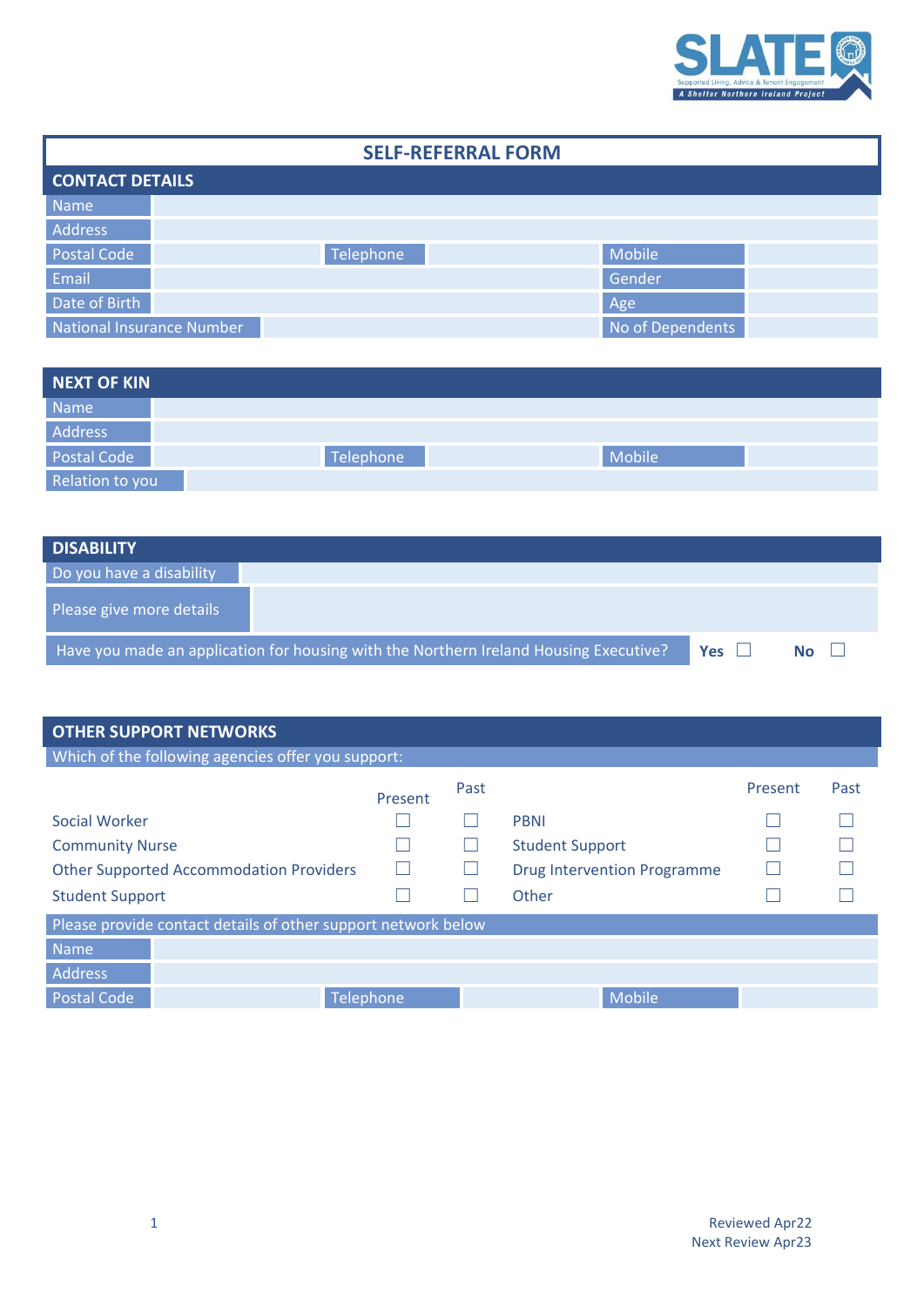# SELF-REFERRAL FORM

## CONTACT DETAILS

| Name | | | | | |
|---|---|---|---|---|---|
| Address | | | | | |
| Postal Code | | Telephone | | Mobile | |
| Email | | | | Gender | |
| Date of Birth | | | | Age | |
| National Insurance Number | | | | No of Dependents | |

## NEXT OF KIN

| Name | | | | | |
|---|---|---|---|---|---|
| Address | | | | | |
| Postal Code | | Telephone | | Mobile | |
| Relation to you | | | | | |

## DISABILITY

| Do you have a disability | |
|---|---|
| Please give more details | |

Have you made an application for housing with the Northern Ireland Housing Executive? **Yes** ☐ **No** ☐

## OTHER SUPPORT NETWORKS

Which of the following agencies offer you support:

| | Present | Past | | Present | Past |
|---|---|---|---|---|---|
| Social Worker | ☐ | ☐ | PBNI | ☐ | ☐ |
| Community Nurse | ☐ | ☐ | Student Support | ☐ | ☐ |
| Other Supported Accommodation Providers | ☐ | ☐ | Drug Intervention Programme | ☐ | ☐ |
| Student Support | ☐ | ☐ | Other | ☐ | ☐ |

Please provide contact details of other support network below

| Name | | | | | |
|---|---|---|---|---|---|
| Address | | | | | |
| Postal Code | | Telephone | | Mobile | |

Reviewed Apr22
Next Review Apr23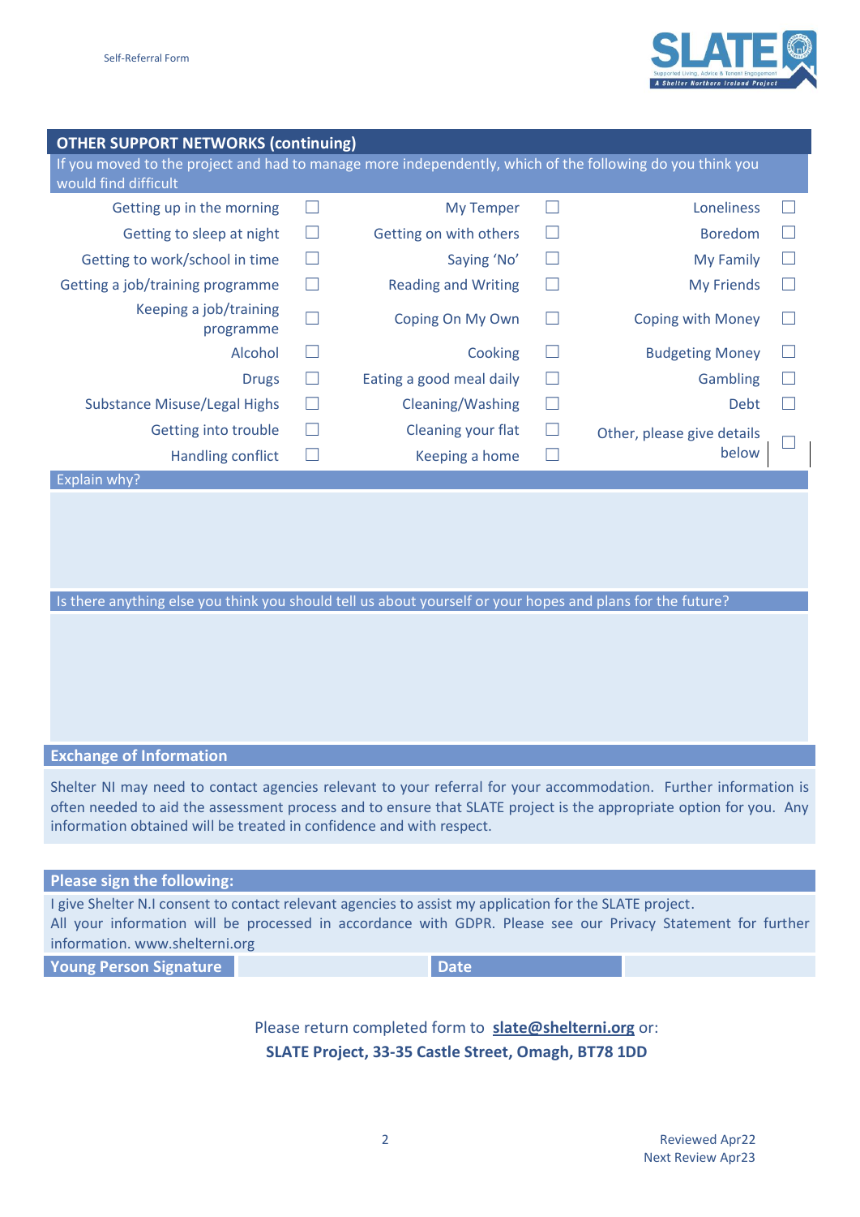## OTHER SUPPORT NETWORKS (continuing)

If you moved to the project and had to manage more independently, which of the following do you think you would find difficult

| | | | | | |
|---|---|---|---|---|---|
| Getting up in the morning | ☐ | My Temper | ☐ | Loneliness | ☐ |
| Getting to sleep at night | ☐ | Getting on with others | ☐ | Boredom | ☐ |
| Getting to work/school in time | ☐ | Saying 'No' | ☐ | My Family | ☐ |
| Getting a job/training programme | ☐ | Reading and Writing | ☐ | My Friends | ☐ |
| Keeping a job/training programme | ☐ | Coping On My Own | ☐ | Coping with Money | ☐ |
| Alcohol | ☐ | Cooking | ☐ | Budgeting Money | ☐ |
| Drugs | ☐ | Eating a good meal daily | ☐ | Gambling | ☐ |
| Substance Misuse/Legal Highs | ☐ | Cleaning/Washing | ☐ | Debt | ☐ |
| Getting into trouble | ☐ | Cleaning your flat | ☐ | Other, please give details below | ☐ |
| Handling conflict | ☐ | Keeping a home | ☐ | | |

Explain why?

Is there anything else you think you should tell us about yourself or your hopes and plans for the future?

## Exchange of Information

Shelter NI may need to contact agencies relevant to your referral for your accommodation. Further information is often needed to aid the assessment process and to ensure that SLATE project is the appropriate option for you. Any information obtained will be treated in confidence and with respect.

## Please sign the following:

I give Shelter N.I consent to contact relevant agencies to assist my application for the SLATE project.
All your information will be processed in accordance with GDPR. Please see our Privacy Statement for further information. www.shelterni.org

| Young Person Signature | | Date | |
|---|---|---|---|

Please return completed form to **slate@shelterni.org** or:
**SLATE Project, 33-35 Castle Street, Omagh, BT78 1DD**

Reviewed Apr22
Next Review Apr23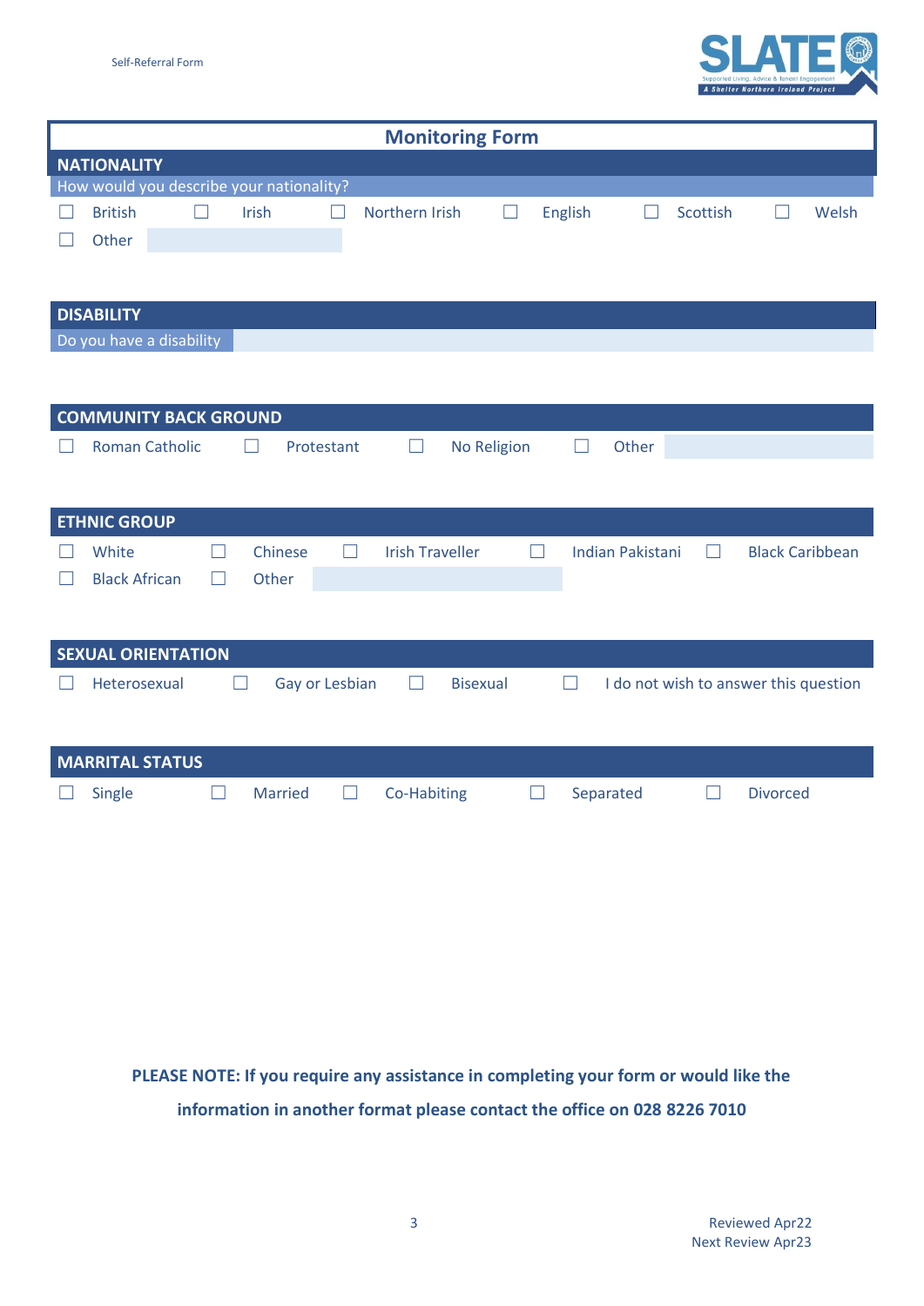# Monitoring Form

## NATIONALITY

How would you describe your nationality?

☐ British ☐ Irish ☐ Northern Irish ☐ English ☐ Scottish ☐ Welsh

☐ Other

## DISABILITY

Do you have a disability

## COMMUNITY BACK GROUND

☐ Roman Catholic ☐ Protestant ☐ No Religion ☐ Other

## ETHNIC GROUP

☐ White ☐ Chinese ☐ Irish Traveller ☐ Indian Pakistani ☐ Black Caribbean

☐ Black African ☐ Other

## SEXUAL ORIENTATION

☐ Heterosexual ☐ Gay or Lesbian ☐ Bisexual ☐ I do not wish to answer this question

## MARRITAL STATUS

☐ Single ☐ Married ☐ Co-Habiting ☐ Separated ☐ Divorced

**PLEASE NOTE: If you require any assistance in completing your form or would like the information in another format please contact the office on 028 8226 7010**

Reviewed Apr22
Next Review Apr23